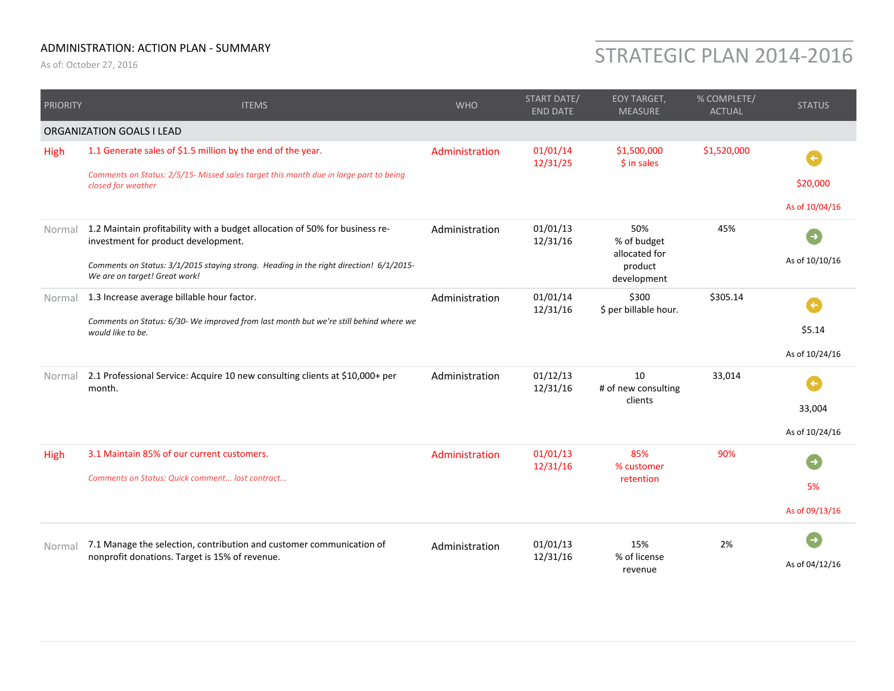# ADMINISTRATION: ACTION PLAN - SUMMARY

As of: October 27, 2016

## STRATEGIC PLAN 2014-2016

| PRIORITY | ITEMS | WHO | START DATE/ END DATE | EOY TARGET, MEASURE | % COMPLETE/ ACTUAL | STATUS |
|---|---|---|---|---|---|---|
| **ORGANIZATION GOALS I LEAD** | | | | | | |
| High | 1.1 Generate sales of $1.5 million by the end of the year.<br>*Comments on Status: 2/5/15- Missed sales target this month due in large part to being closed for weather* | Administration | 01/01/14<br>12/31/25 | $1,500,000<br>$ in sales | $1,520,000 | ← $20,000<br>As of 10/04/16 |
| Normal | 1.2 Maintain profitability with a budget allocation of 50% for business re-investment for product development.<br>*Comments on Status: 3/1/2015 staying strong. Heading in the right direction! 6/1/2015- We are on target! Great work!* | Administration | 01/01/13<br>12/31/16 | 50%<br>% of budget allocated for product development | 45% | →<br>As of 10/10/16 |
| Normal | 1.3 Increase average billable hour factor.<br>*Comments on Status: 6/30- We improved from last month but we're still behind where we would like to be.* | Administration | 01/01/14<br>12/31/16 | $300<br>$ per billable hour. | $305.14 | ← $5.14<br>As of 10/24/16 |
| Normal | 2.1 Professional Service: Acquire 10 new consulting clients at $10,000+ per month. | Administration | 01/12/13<br>12/31/16 | 10<br># of new consulting clients | 33,014 | ← 33,004<br>As of 10/24/16 |
| High | 3.1 Maintain 85% of our current customers.<br>*Comments on Status: Quick comment... lost contract...* | Administration | 01/01/13<br>12/31/16 | 85%<br>% customer retention | 90% | → 5%<br>As of 09/13/16 |
| Normal | 7.1 Manage the selection, contribution and customer communication of nonprofit donations. Target is 15% of revenue. | Administration | 01/01/13<br>12/31/16 | 15%<br>% of license revenue | 2% | →<br>As of 04/12/16 |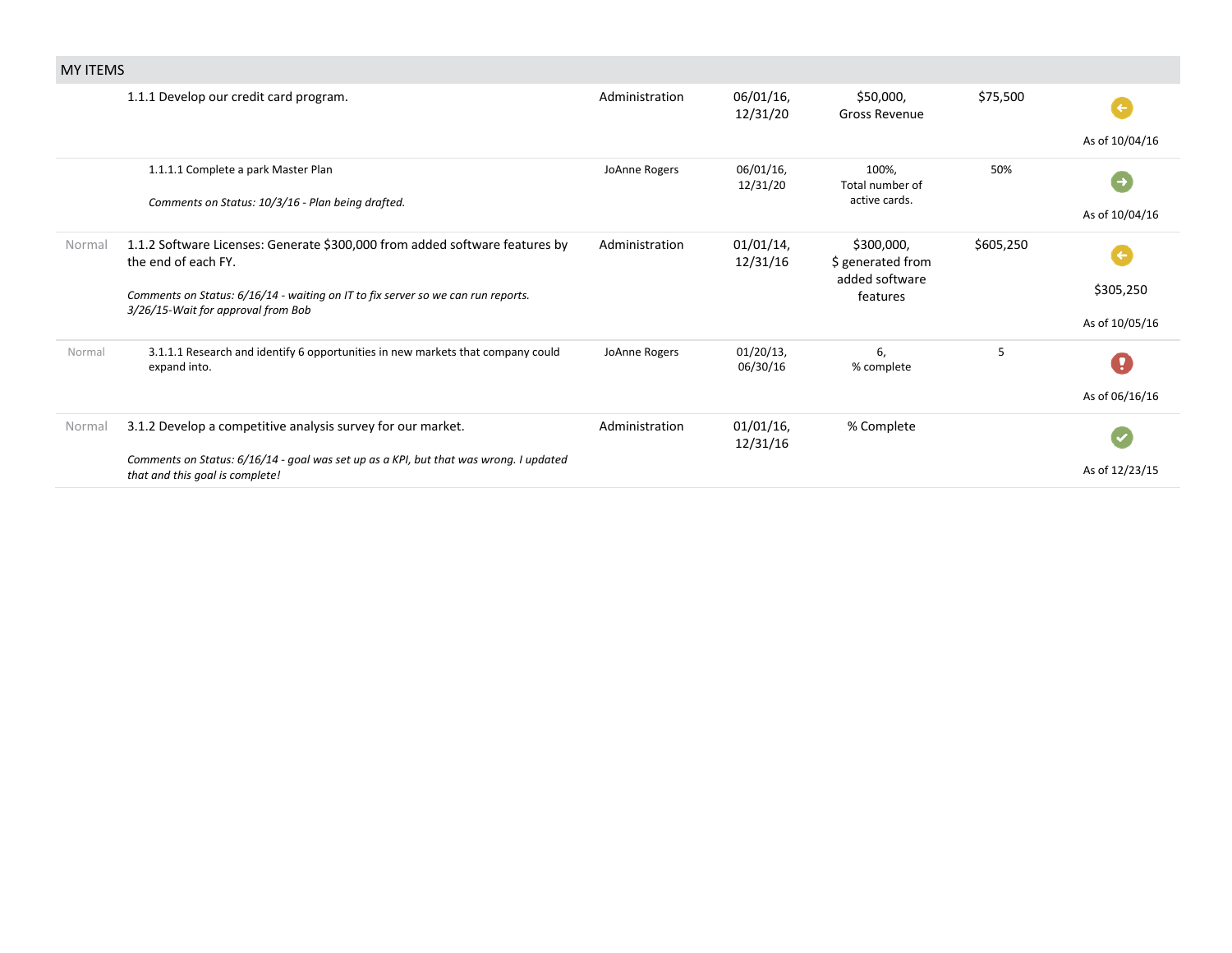## MY ITEMS

| | | | | | | |
|---|---|---|---|---|---|---|
| | 1.1.1 Develop our credit card program. | Administration | 06/01/16, 12/31/20 | $50,000, Gross Revenue | $75,500 | As of 10/04/16 |
| | 1.1.1.1 Complete a park Master Plan<br>*Comments on Status: 10/3/16 - Plan being drafted.* | JoAnne Rogers | 06/01/16, 12/31/20 | 100%, Total number of active cards. | 50% | As of 10/04/16 |
| Normal | 1.1.2 Software Licenses: Generate $300,000 from added software features by the end of each FY.<br>*Comments on Status: 6/16/14 - waiting on IT to fix server so we can run reports. 3/26/15-Wait for approval from Bob* | Administration | 01/01/14, 12/31/16 | $300,000, $ generated from added software features | $605,250 | $305,250<br>As of 10/05/16 |
| Normal | 3.1.1.1 Research and identify 6 opportunities in new markets that company could expand into. | JoAnne Rogers | 01/20/13, 06/30/16 | 6, % complete | 5 | As of 06/16/16 |
| Normal | 3.1.2 Develop a competitive analysis survey for our market.<br>*Comments on Status: 6/16/14 - goal was set up as a KPI, but that was wrong. I updated that and this goal is complete!* | Administration | 01/01/16, 12/31/16 | % Complete | | As of 12/23/15 |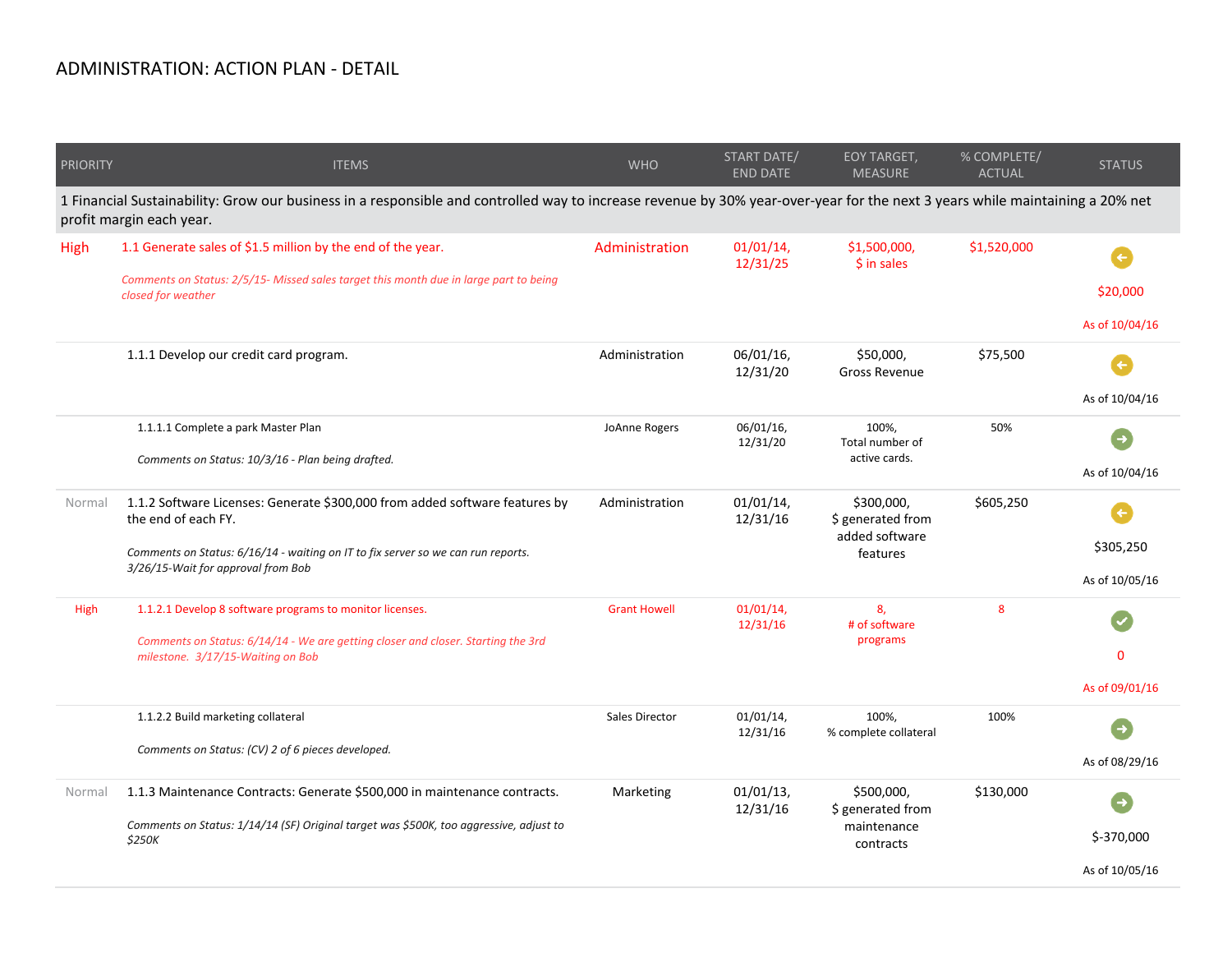# ADMINISTRATION: ACTION PLAN - DETAIL

| PRIORITY | ITEMS | WHO | START DATE/ END DATE | EOY TARGET, MEASURE | % COMPLETE/ ACTUAL | STATUS |
|---|---|---|---|---|---|---|
| 1 Financial Sustainability: Grow our business in a responsible and controlled way to increase revenue by 30% year-over-year for the next 3 years while maintaining a 20% net profit margin each year. | | | | | | |
| High | 1.1 Generate sales of $1.5 million by the end of the year.<br>*Comments on Status: 2/5/15- Missed sales target this month due in large part to being closed for weather* | Administration | 01/01/14, 12/31/25 | $1,500,000, $ in sales | $1,520,000 | $20,000<br>As of 10/04/16 |
| | 1.1.1 Develop our credit card program. | Administration | 06/01/16, 12/31/20 | $50,000, Gross Revenue | $75,500 | As of 10/04/16 |
| | 1.1.1.1 Complete a park Master Plan<br>*Comments on Status: 10/3/16 - Plan being drafted.* | JoAnne Rogers | 06/01/16, 12/31/20 | 100%, Total number of active cards. | 50% | As of 10/04/16 |
| Normal | 1.1.2 Software Licenses: Generate $300,000 from added software features by the end of each FY.<br>*Comments on Status: 6/16/14 - waiting on IT to fix server so we can run reports. 3/26/15-Wait for approval from Bob* | Administration | 01/01/14, 12/31/16 | $300,000, $ generated from added software features | $605,250 | $305,250<br>As of 10/05/16 |
| High | 1.1.2.1 Develop 8 software programs to monitor licenses.<br>*Comments on Status: 6/14/14 - We are getting closer and closer. Starting the 3rd milestone. 3/17/15-Waiting on Bob* | Grant Howell | 01/01/14, 12/31/16 | 8, # of software programs | 8 | 0<br>As of 09/01/16 |
| | 1.1.2.2 Build marketing collateral<br>*Comments on Status: (CV) 2 of 6 pieces developed.* | Sales Director | 01/01/14, 12/31/16 | 100%, % complete collateral | 100% | As of 08/29/16 |
| Normal | 1.1.3 Maintenance Contracts: Generate $500,000 in maintenance contracts.<br>*Comments on Status: 1/14/14 (SF) Original target was $500K, too aggressive, adjust to $250K* | Marketing | 01/01/13, 12/31/16 | $500,000, $ generated from maintenance contracts | $130,000 | $-370,000<br>As of 10/05/16 |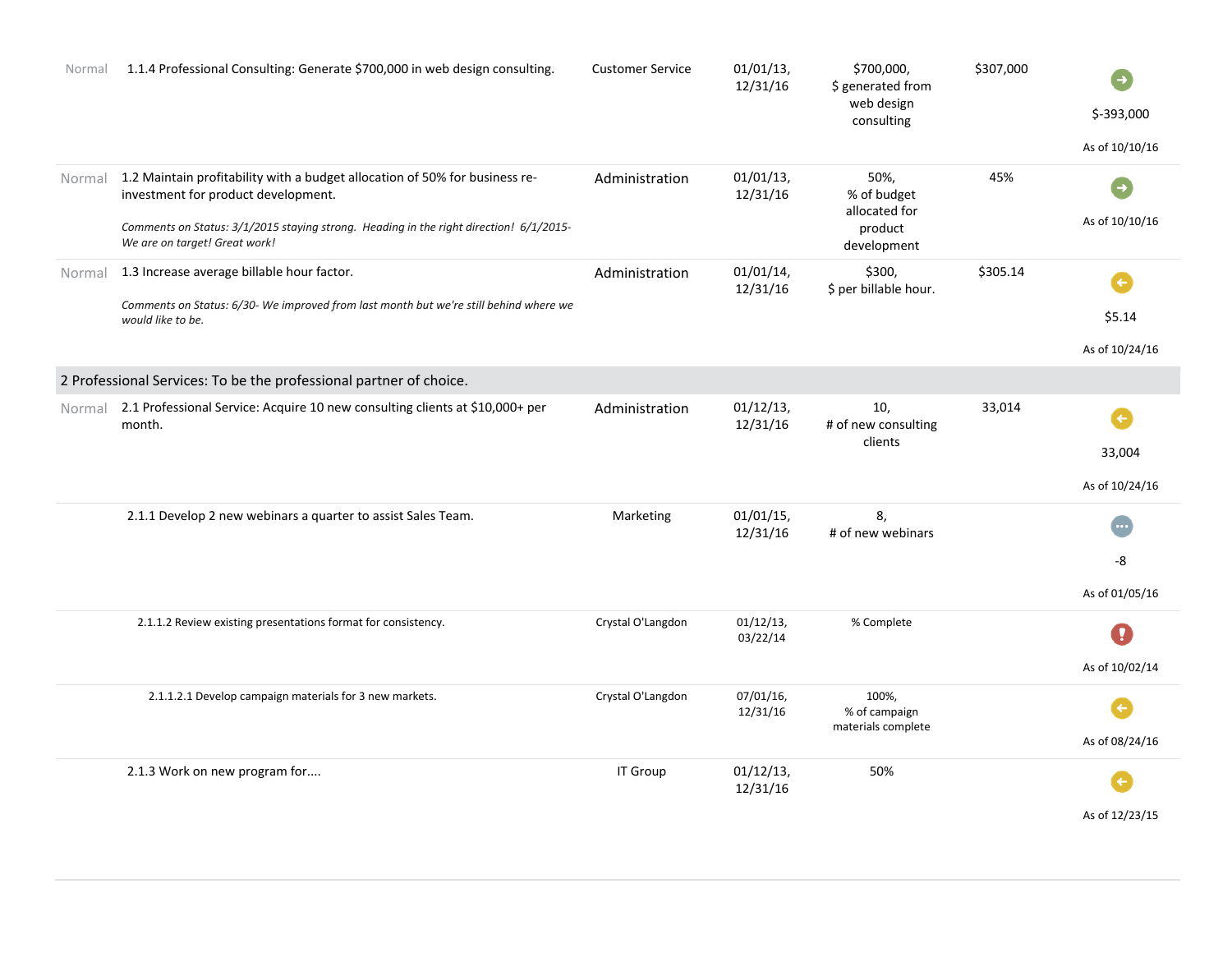| Priority | Item | Owner | Dates | Target | Actual | Status |
|---|---|---|---|---|---|---|
| Normal | 1.1.4 Professional Consulting: Generate $700,000 in web design consulting. | Customer Service | 01/01/13, 12/31/16 | $700,000, $ generated from web design consulting | $307,000 | $-393,000 As of 10/10/16 |
| Normal | 1.2 Maintain profitability with a budget allocation of 50% for business re-investment for product development. *Comments on Status: 3/1/2015 staying strong. Heading in the right direction! 6/1/2015- We are on target! Great work!* | Administration | 01/01/13, 12/31/16 | 50%, % of budget allocated for product development | 45% | As of 10/10/16 |
| Normal | 1.3 Increase average billable hour factor. *Comments on Status: 6/30- We improved from last month but we're still behind where we would like to be.* | Administration | 01/01/14, 12/31/16 | $300, $ per billable hour. | $305.14 | $5.14 As of 10/24/16 |
| **2 Professional Services: To be the professional partner of choice.** | | | | | | |
| Normal | 2.1 Professional Service: Acquire 10 new consulting clients at $10,000+ per month. | Administration | 01/12/13, 12/31/16 | 10, # of new consulting clients | 33,014 | 33,004 As of 10/24/16 |
| | 2.1.1 Develop 2 new webinars a quarter to assist Sales Team. | Marketing | 01/01/15, 12/31/16 | 8, # of new webinars | | -8 As of 01/05/16 |
| | 2.1.1.2 Review existing presentations format for consistency. | Crystal O'Langdon | 01/12/13, 03/22/14 | % Complete | | As of 10/02/14 |
| | 2.1.1.2.1 Develop campaign materials for 3 new markets. | Crystal O'Langdon | 07/01/16, 12/31/16 | 100%, % of campaign materials complete | | As of 08/24/16 |
| | 2.1.3 Work on new program for.... | IT Group | 01/12/13, 12/31/16 | 50% | | As of 12/23/15 |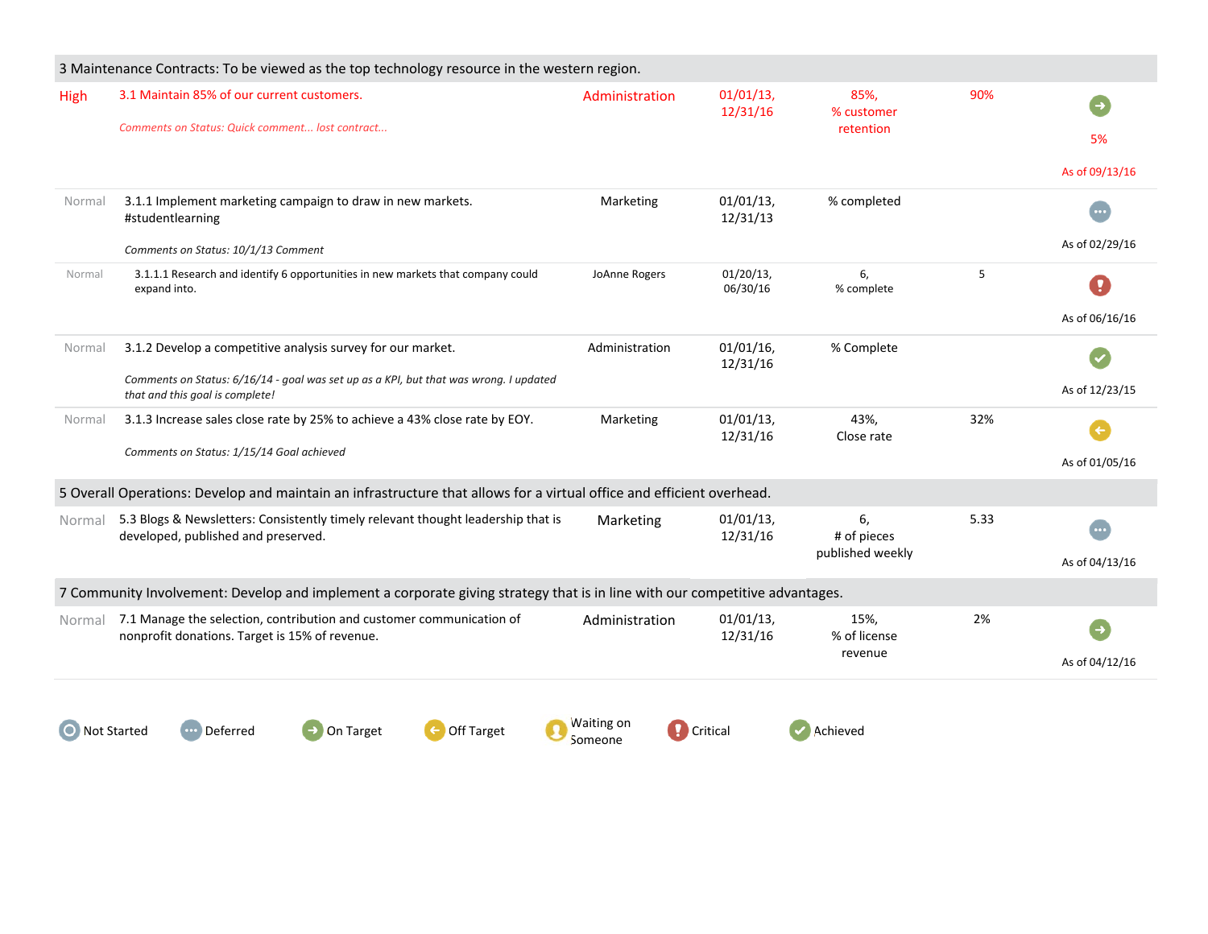| | | | | | | |
|---|---|---|---|---|---|---|
| **3 Maintenance Contracts: To be viewed as the top technology resource in the western region.** | | | | | | |
| High | 3.1 Maintain 85% of our current customers.<br><br>*Comments on Status: Quick comment... lost contract...* | Administration | 01/01/13, 12/31/16 | 85%, % customer retention | 90% | On Target<br>5%<br>As of 09/13/16 |
| Normal | 3.1.1 Implement marketing campaign to draw in new markets. #studentlearning<br><br>*Comments on Status: 10/1/13 Comment* | Marketing | 01/01/13, 12/31/13 | % completed | | Deferred<br>As of 02/29/16 |
| Normal | 3.1.1.1 Research and identify 6 opportunities in new markets that company could expand into. | JoAnne Rogers | 01/20/13, 06/30/16 | 6, % complete | 5 | Critical<br>As of 06/16/16 |
| Normal | 3.1.2 Develop a competitive analysis survey for our market.<br><br>*Comments on Status: 6/16/14 - goal was set up as a KPI, but that was wrong. I updated that and this goal is complete!* | Administration | 01/01/16, 12/31/16 | % Complete | | Achieved<br>As of 12/23/15 |
| Normal | 3.1.3 Increase sales close rate by 25% to achieve a 43% close rate by EOY.<br><br>*Comments on Status: 1/15/14 Goal achieved* | Marketing | 01/01/13, 12/31/16 | 43%, Close rate | 32% | Off Target<br>As of 01/05/16 |
| **5 Overall Operations: Develop and maintain an infrastructure that allows for a virtual office and efficient overhead.** | | | | | | |
| Normal | 5.3 Blogs & Newsletters: Consistently timely relevant thought leadership that is developed, published and preserved. | Marketing | 01/01/13, 12/31/16 | 6, # of pieces published weekly | 5.33 | Deferred<br>As of 04/13/16 |
| **7 Community Involvement: Develop and implement a corporate giving strategy that is in line with our competitive advantages.** | | | | | | |
| Normal | 7.1 Manage the selection, contribution and customer communication of nonprofit donations. Target is 15% of revenue. | Administration | 01/01/13, 12/31/16 | 15%, % of license revenue | 2% | On Target<br>As of 04/12/16 |

Not Started | Deferred | On Target | Off Target | Waiting on Someone | Critical | Achieved